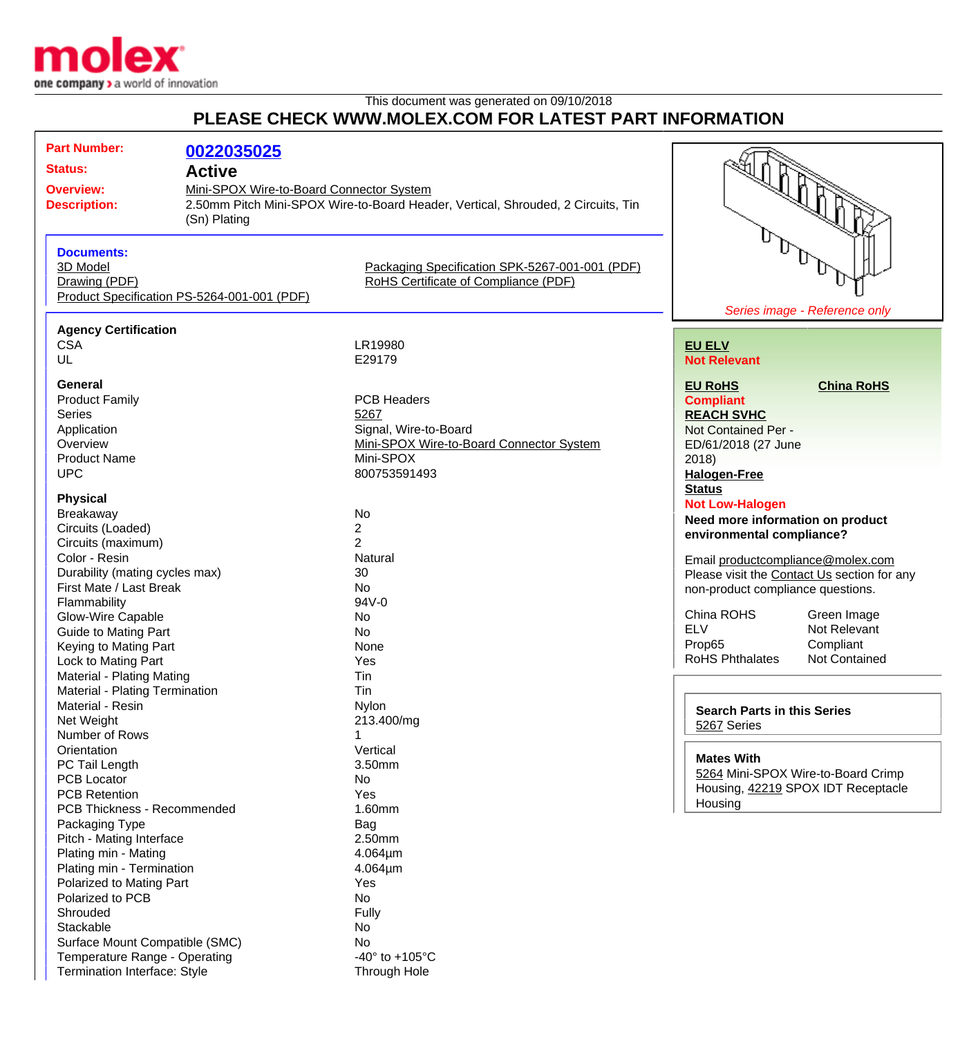This document was generated on 09/10/2018

# PLEASE CHECK WWW.MOLEX.COM FOR LATEST PART INFORMATION

**Part Number:** 0022035025

**Status:** Active

**Overview:** Mini-SPOX Wire-to-Board Connector System

**Description:** 2.50mm Pitch Mini-SPOX Wire-to-Board Header, Vertical, Shrouded, 2 Circuits, Tin (Sn) Plating

### Documents:

- 3D Model
- Drawing (PDF)
- Product Specification PS-5264-001-001 (PDF)
- Packaging Specification SPK-5267-001-001 (PDF)
- RoHS Certificate of Compliance (PDF)

*Series image - Reference only*

### Agency Certification

| | |
|---|---|
| CSA | LR19980 |
| UL | E29179 |

### General

| | |
|---|---|
| Product Family | PCB Headers |
| Series | 5267 |
| Application | Signal, Wire-to-Board |
| Overview | Mini-SPOX Wire-to-Board Connector System |
| Product Name | Mini-SPOX |
| UPC | 800753591493 |

### Physical

| | |
|---|---|
| Breakaway | No |
| Circuits (Loaded) | 2 |
| Circuits (maximum) | 2 |
| Color - Resin | Natural |
| Durability (mating cycles max) | 30 |
| First Mate / Last Break | No |
| Flammability | 94V-0 |
| Glow-Wire Capable | No |
| Guide to Mating Part | No |
| Keying to Mating Part | None |
| Lock to Mating Part | Yes |
| Material - Plating Mating | Tin |
| Material - Plating Termination | Tin |
| Material - Resin | Nylon |
| Net Weight | 213.400/mg |
| Number of Rows | 1 |
| Orientation | Vertical |
| PC Tail Length | 3.50mm |
| PCB Locator | No |
| PCB Retention | Yes |
| PCB Thickness - Recommended | 1.60mm |
| Packaging Type | Bag |
| Pitch - Mating Interface | 2.50mm |
| Plating min - Mating | 4.064µm |
| Plating min - Termination | 4.064µm |
| Polarized to Mating Part | Yes |
| Polarized to PCB | No |
| Shrouded | Fully |
| Stackable | No |
| Surface Mount Compatible (SMC) | No |
| Temperature Range - Operating | -40° to +105°C |
| Termination Interface: Style | Through Hole |

**EU ELV**
Not Relevant

**EU RoHS**
Compliant

**China RoHS**

**REACH SVHC**
Not Contained Per - ED/61/2018 (27 June 2018)

**Halogen-Free Status**
Not Low-Halogen

**Need more information on product environmental compliance?**

Email productcompliance@molex.com
Please visit the Contact Us section for any non-product compliance questions.

| | |
|---|---|
| China ROHS | Green Image |
| ELV | Not Relevant |
| Prop65 | Compliant |
| RoHS Phthalates | Not Contained |

**Search Parts in this Series**
5267 Series

**Mates With**
5264 Mini-SPOX Wire-to-Board Crimp Housing, 42219 SPOX IDT Receptacle Housing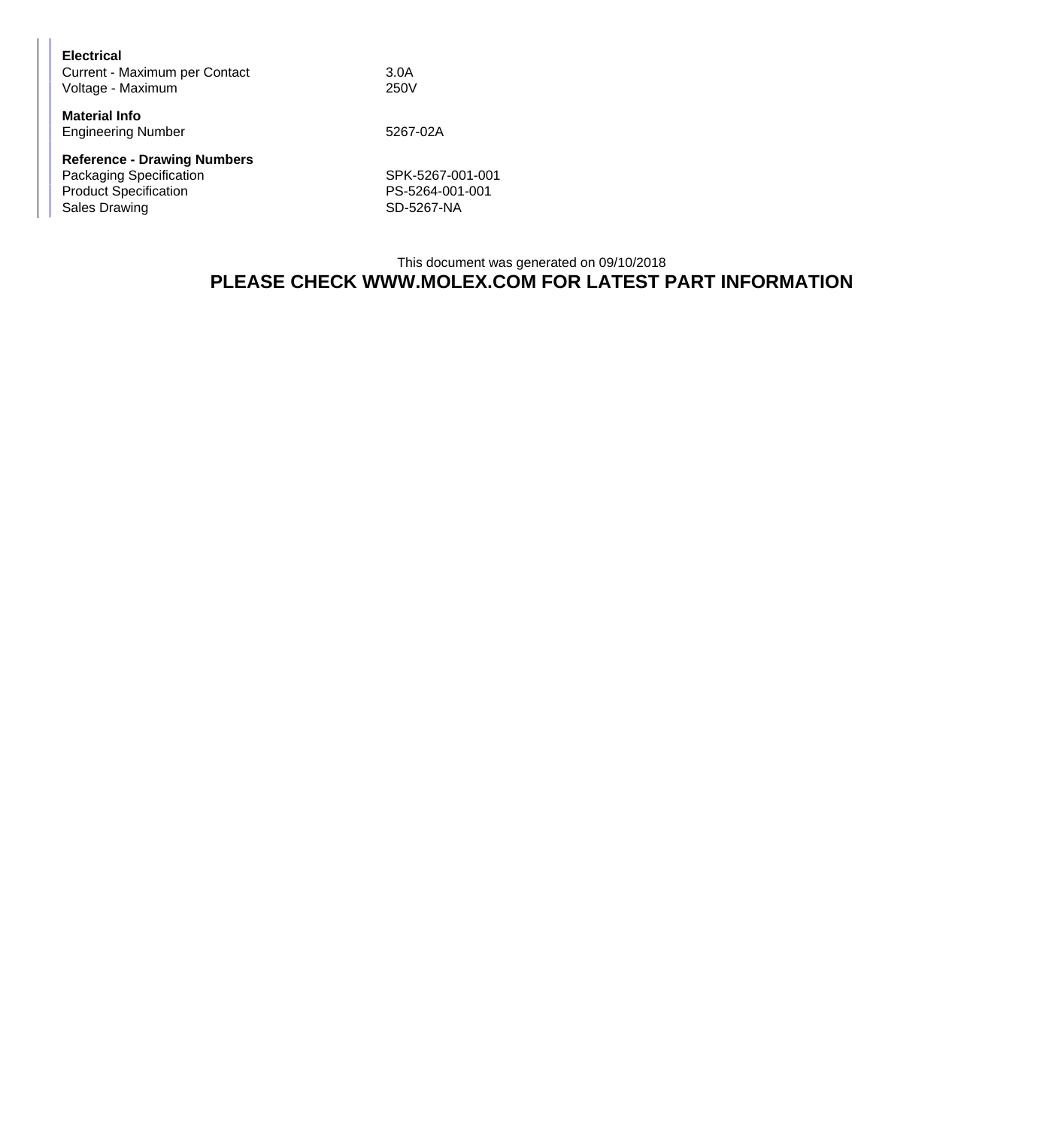**Electrical**

| | |
|---|---|
| Current - Maximum per Contact | 3.0A |
| Voltage - Maximum | 250V |

**Material Info**

| | |
|---|---|
| Engineering Number | 5267-02A |

**Reference - Drawing Numbers**

| | |
|---|---|
| Packaging Specification | SPK-5267-001-001 |
| Product Specification | PS-5264-001-001 |
| Sales Drawing | SD-5267-NA |

This document was generated on 09/10/2018

**PLEASE CHECK WWW.MOLEX.COM FOR LATEST PART INFORMATION**